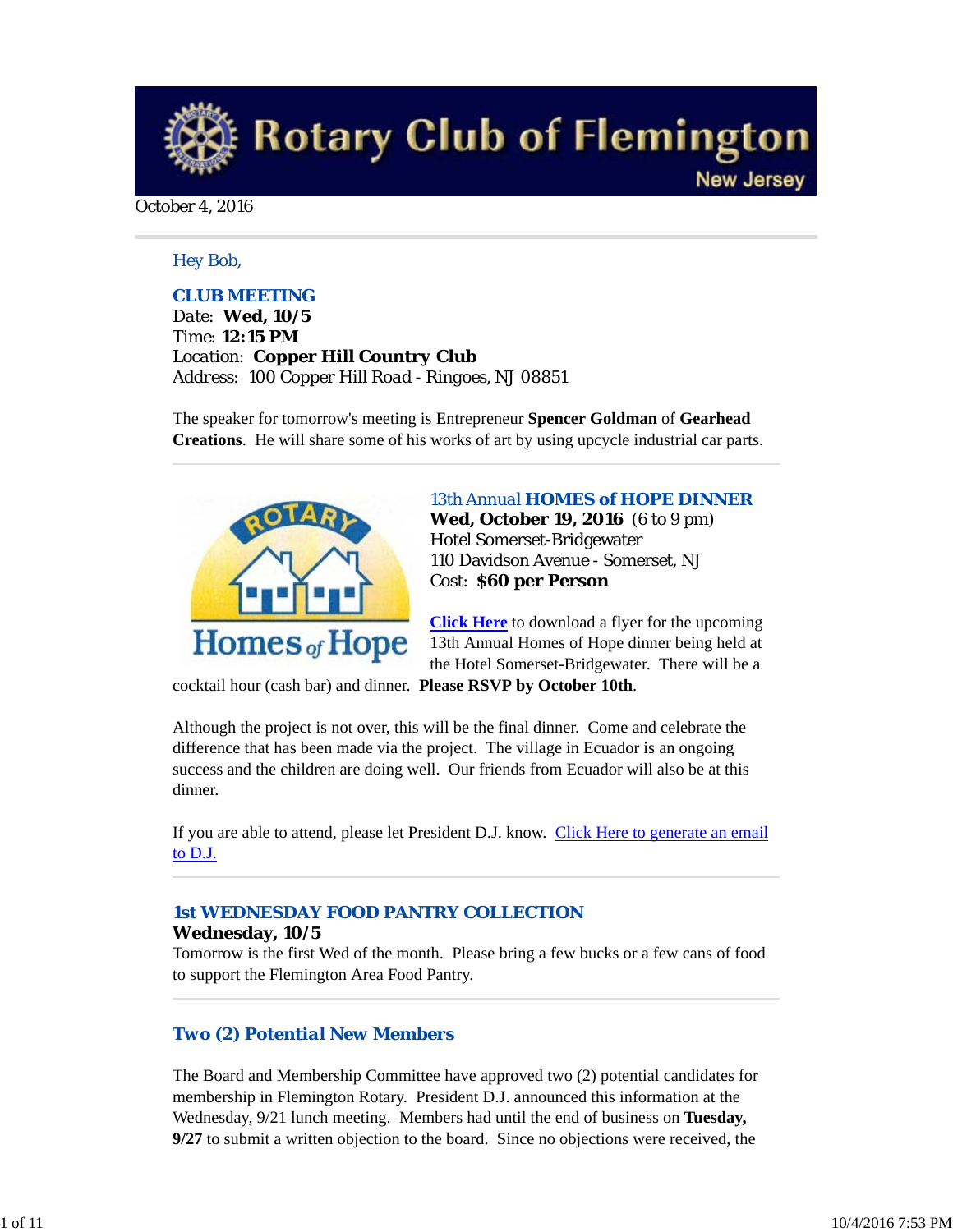# Rotary Club of Flemington

New Jersey

October 4, 2016

Hey Bob,

## CLUB MEETING

Date: **Wed, 10/5**
Time: **12:15 PM**
Location: **Copper Hill Country Club**
Address: 100 Copper Hill Road - Ringoes, NJ 08851

The speaker for tomorrow's meeting is Entrepreneur **Spencer Goldman** of **Gearhead Creations**. He will share some of his works of art by using upcycle industrial car parts.

---

## 13th Annual HOMES of HOPE DINNER

**Wed, October 19, 2016** (6 to 9 pm)
Hotel Somerset-Bridgewater
110 Davidson Avenue - Somerset, NJ
Cost: **$60 per Person**

**Click Here** to download a flyer for the upcoming 13th Annual Homes of Hope dinner being held at the Hotel Somerset-Bridgewater. There will be a cocktail hour (cash bar) and dinner. **Please RSVP by October 10th**.

Although the project is not over, this will be the final dinner. Come and celebrate the difference that has been made via the project. The village in Ecuador is an ongoing success and the children are doing well. Our friends from Ecuador will also be at this dinner.

If you are able to attend, please let President D.J. know. Click Here to generate an email to D.J.

---

## 1st WEDNESDAY FOOD PANTRY COLLECTION

**Wednesday, 10/5**
Tomorrow is the first Wed of the month. Please bring a few bucks or a few cans of food to support the Flemington Area Food Pantry.

---

## Two (2) Potential New Members

The Board and Membership Committee have approved two (2) potential candidates for membership in Flemington Rotary. President D.J. announced this information at the Wednesday, 9/21 lunch meeting. Members had until the end of business on **Tuesday, 9/27** to submit a written objection to the board. Since no objections were received, the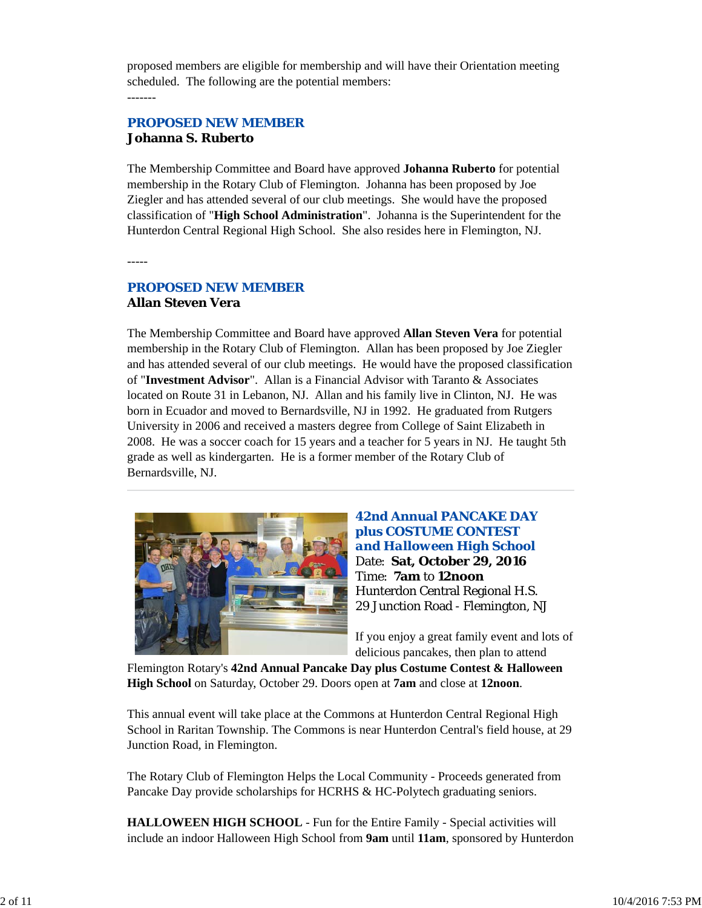proposed members are eligible for membership and will have their Orientation meeting scheduled. The following are the potential members:

-------

### PROPOSED NEW MEMBER

**Johanna S. Ruberto**

The Membership Committee and Board have approved **Johanna Ruberto** for potential membership in the Rotary Club of Flemington. Johanna has been proposed by Joe Ziegler and has attended several of our club meetings. She would have the proposed classification of "**High School Administration**". Johanna is the Superintendent for the Hunterdon Central Regional High School. She also resides here in Flemington, NJ.

-----

### PROPOSED NEW MEMBER

**Allan Steven Vera**

The Membership Committee and Board have approved **Allan Steven Vera** for potential membership in the Rotary Club of Flemington. Allan has been proposed by Joe Ziegler and has attended several of our club meetings. He would have the proposed classification of "**Investment Advisor**". Allan is a Financial Advisor with Taranto & Associates located on Route 31 in Lebanon, NJ. Allan and his family live in Clinton, NJ. He was born in Ecuador and moved to Bernardsville, NJ in 1992. He graduated from Rutgers University in 2006 and received a masters degree from College of Saint Elizabeth in 2008. He was a soccer coach for 15 years and a teacher for 5 years in NJ. He taught 5th grade as well as kindergarten. He is a former member of the Rotary Club of Bernardsville, NJ.

---

### 42nd Annual PANCAKE DAY plus COSTUME CONTEST and Halloween High School

Date: **Sat, October 29, 2016**
Time: **7am** to **12noon**
Hunterdon Central Regional H.S.
29 Junction Road - Flemington, NJ

If you enjoy a great family event and lots of delicious pancakes, then plan to attend Flemington Rotary's **42nd Annual Pancake Day plus Costume Contest & Halloween High School** on Saturday, October 29. Doors open at **7am** and close at **12noon**.

This annual event will take place at the Commons at Hunterdon Central Regional High School in Raritan Township. The Commons is near Hunterdon Central's field house, at 29 Junction Road, in Flemington.

The Rotary Club of Flemington Helps the Local Community - Proceeds generated from Pancake Day provide scholarships for HCRHS & HC-Polytech graduating seniors.

**HALLOWEEN HIGH SCHOOL** - Fun for the Entire Family - Special activities will include an indoor Halloween High School from **9am** until **11am**, sponsored by Hunterdon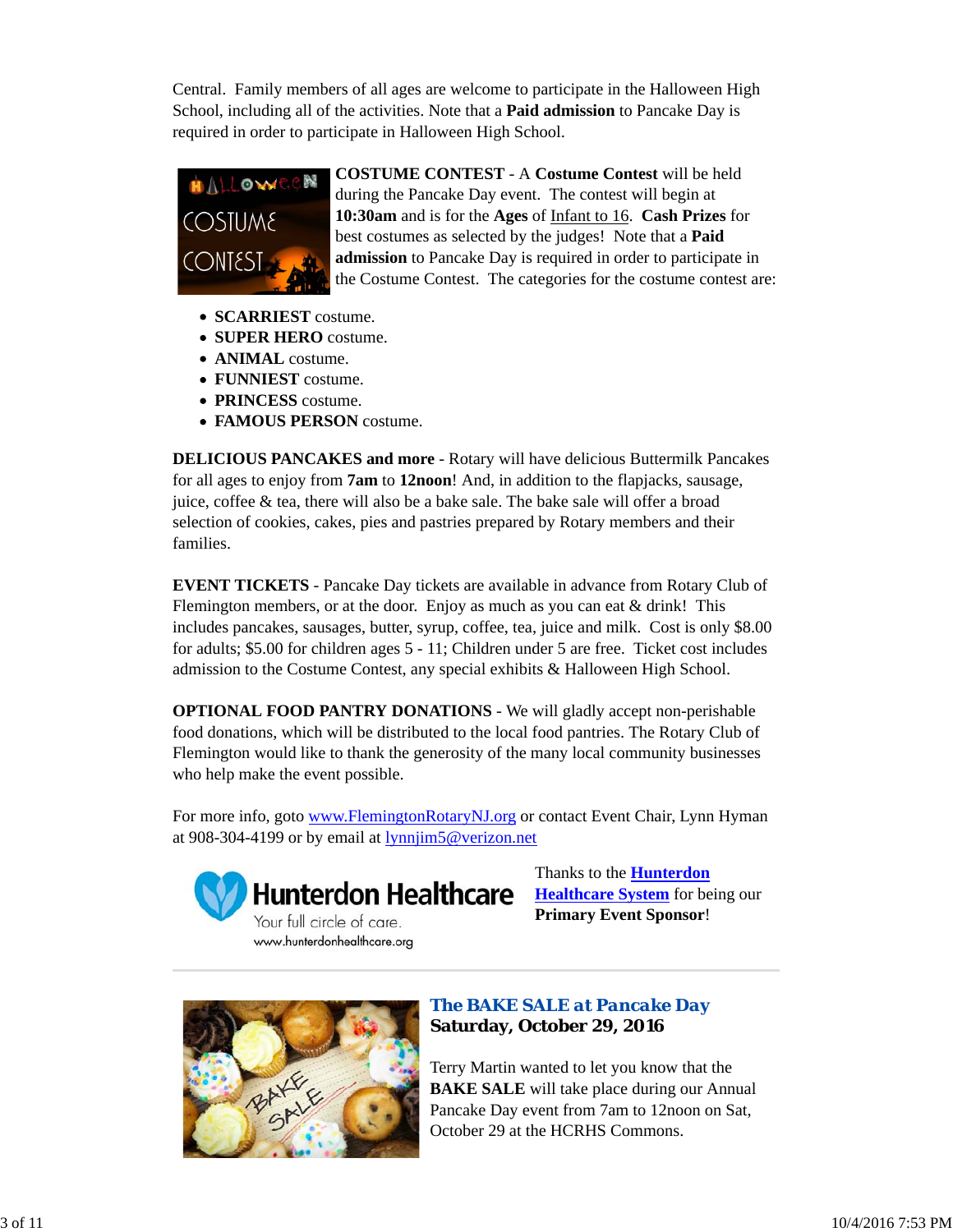Central. Family members of all ages are welcome to participate in the Halloween High School, including all of the activities. Note that a **Paid admission** to Pancake Day is required in order to participate in Halloween High School.

**COSTUME CONTEST** - A **Costume Contest** will be held during the Pancake Day event. The contest will begin at **10:30am** and is for the **Ages** of Infant to 16. **Cash Prizes** for best costumes as selected by the judges! Note that a **Paid admission** to Pancake Day is required in order to participate in the Costume Contest. The categories for the costume contest are:

- **SCARRIEST** costume.
- **SUPER HERO** costume.
- **ANIMAL** costume.
- **FUNNIEST** costume.
- **PRINCESS** costume.
- **FAMOUS PERSON** costume.

**DELICIOUS PANCAKES and more** - Rotary will have delicious Buttermilk Pancakes for all ages to enjoy from **7am** to **12noon**! And, in addition to the flapjacks, sausage, juice, coffee & tea, there will also be a bake sale. The bake sale will offer a broad selection of cookies, cakes, pies and pastries prepared by Rotary members and their families.

**EVENT TICKETS** - Pancake Day tickets are available in advance from Rotary Club of Flemington members, or at the door. Enjoy as much as you can eat & drink! This includes pancakes, sausages, butter, syrup, coffee, tea, juice and milk. Cost is only $8.00 for adults; $5.00 for children ages 5 - 11; Children under 5 are free. Ticket cost includes admission to the Costume Contest, any special exhibits & Halloween High School.

**OPTIONAL FOOD PANTRY DONATIONS** - We will gladly accept non-perishable food donations, which will be distributed to the local food pantries. The Rotary Club of Flemington would like to thank the generosity of the many local community businesses who help make the event possible.

For more info, goto www.FlemingtonRotaryNJ.org or contact Event Chair, Lynn Hyman at 908-304-4199 or by email at lynnjim5@verizon.net

Thanks to the **Hunterdon Healthcare System** for being our **Primary Event Sponsor**!

---

### *The BAKE SALE at Pancake Day*
**Saturday, October 29, 2016**

Terry Martin wanted to let you know that the **BAKE SALE** will take place during our Annual Pancake Day event from 7am to 12noon on Sat, October 29 at the HCRHS Commons.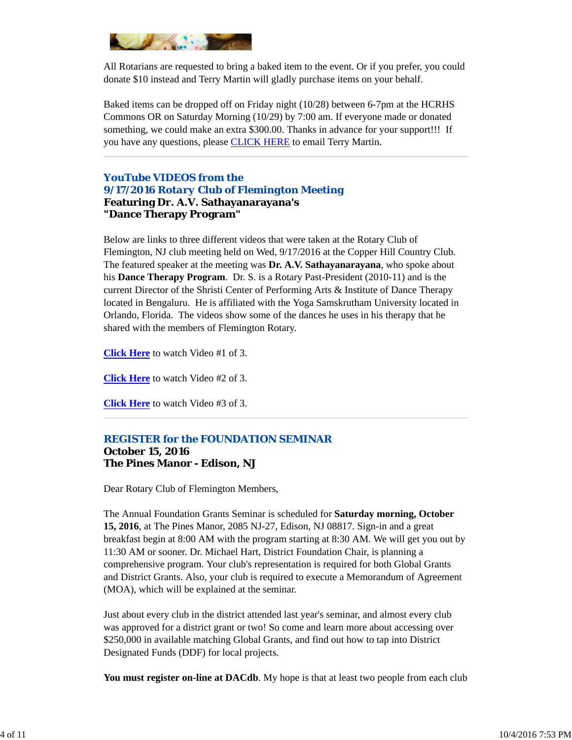All Rotarians are requested to bring a baked item to the event. Or if you prefer, you could donate $10 instead and Terry Martin will gladly purchase items on your behalf.

Baked items can be dropped off on Friday night (10/28) between 6-7pm at the HCRHS Commons OR on Saturday Morning (10/29) by 7:00 am. If everyone made or donated something, we could make an extra $300.00. Thanks in advance for your support!!! If you have any questions, please CLICK HERE to email Terry Martin.

---

## YouTube VIDEOS from the 9/17/2016 Rotary Club of Flemington Meeting

**Featuring Dr. A.V. Sathayanarayana's "Dance Therapy Program"**

Below are links to three different videos that were taken at the Rotary Club of Flemington, NJ club meeting held on Wed, 9/17/2016 at the Copper Hill Country Club. The featured speaker at the meeting was **Dr. A.V. Sathayanarayana**, who spoke about his **Dance Therapy Program**. Dr. S. is a Rotary Past-President (2010-11) and is the current Director of the Shristi Center of Performing Arts & Institute of Dance Therapy located in Bengaluru. He is affiliated with the Yoga Samskrutham University located in Orlando, Florida. The videos show some of the dances he uses in his therapy that he shared with the members of Flemington Rotary.

**Click Here** to watch Video #1 of 3.

**Click Here** to watch Video #2 of 3.

**Click Here** to watch Video #3 of 3.

---

## REGISTER for the FOUNDATION SEMINAR

**October 15, 2016**
**The Pines Manor - Edison, NJ**

Dear Rotary Club of Flemington Members,

The Annual Foundation Grants Seminar is scheduled for **Saturday morning, October 15, 2016**, at The Pines Manor, 2085 NJ-27, Edison, NJ 08817. Sign-in and a great breakfast begin at 8:00 AM with the program starting at 8:30 AM. We will get you out by 11:30 AM or sooner. Dr. Michael Hart, District Foundation Chair, is planning a comprehensive program. Your club's representation is required for both Global Grants and District Grants. Also, your club is required to execute a Memorandum of Agreement (MOA), which will be explained at the seminar.

Just about every club in the district attended last year's seminar, and almost every club was approved for a district grant or two! So come and learn more about accessing over $250,000 in available matching Global Grants, and find out how to tap into District Designated Funds (DDF) for local projects.

**You must register on-line at DACdb**. My hope is that at least two people from each club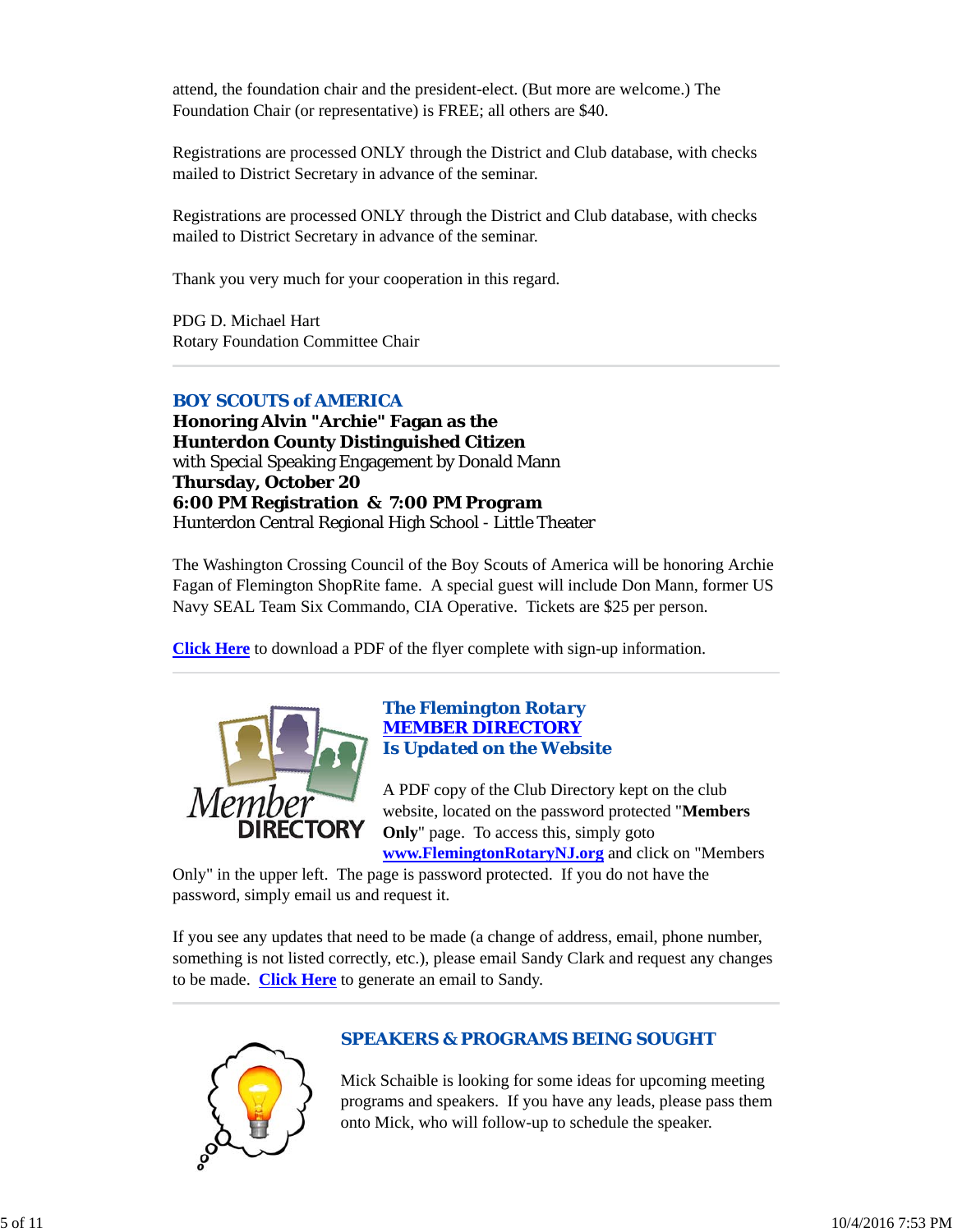attend, the foundation chair and the president-elect. (But more are welcome.) The Foundation Chair (or representative) is FREE; all others are $40.

Registrations are processed ONLY through the District and Club database, with checks mailed to District Secretary in advance of the seminar.

Registrations are processed ONLY through the District and Club database, with checks mailed to District Secretary in advance of the seminar.

Thank you very much for your cooperation in this regard.

PDG D. Michael Hart
Rotary Foundation Committee Chair

---

## BOY SCOUTS of AMERICA

**Honoring Alvin "Archie" Fagan as the**
**Hunterdon County Distinguished Citizen**
with Special Speaking Engagement by Donald Mann
**Thursday, October 20**
**6:00 PM Registration & 7:00 PM Program**
Hunterdon Central Regional High School - Little Theater

The Washington Crossing Council of the Boy Scouts of America will be honoring Archie Fagan of Flemington ShopRite fame. A special guest will include Don Mann, former US Navy SEAL Team Six Commando, CIA Operative. Tickets are $25 per person.

**Click Here** to download a PDF of the flyer complete with sign-up information.

---

## The Flemington Rotary MEMBER DIRECTORY Is Updated on the Website

A PDF copy of the Club Directory kept on the club website, located on the password protected "**Members Only**" page. To access this, simply goto **www.FlemingtonRotaryNJ.org** and click on "Members Only" in the upper left. The page is password protected. If you do not have the password, simply email us and request it.

If you see any updates that need to be made (a change of address, email, phone number, something is not listed correctly, etc.), please email Sandy Clark and request any changes to be made. **Click Here** to generate an email to Sandy.

---

## SPEAKERS & PROGRAMS BEING SOUGHT

Mick Schaible is looking for some ideas for upcoming meeting programs and speakers. If you have any leads, please pass them onto Mick, who will follow-up to schedule the speaker.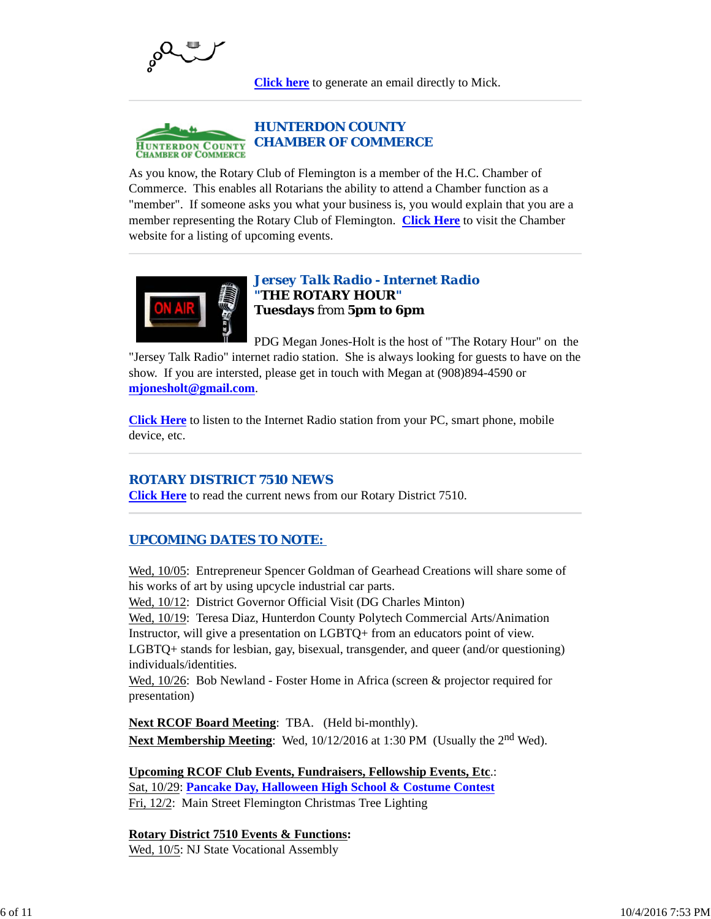Click here to generate an email directly to Mick.

---

## HUNTERDON COUNTY CHAMBER OF COMMERCE

As you know, the Rotary Club of Flemington is a member of the H.C. Chamber of Commerce. This enables all Rotarians the ability to attend a Chamber function as a "member". If someone asks you what your business is, you would explain that you are a member representing the Rotary Club of Flemington. Click Here to visit the Chamber website for a listing of upcoming events.

---

## Jersey Talk Radio - Internet Radio

**"THE ROTARY HOUR"**

**Tuesdays** from **5pm to 6pm**

PDG Megan Jones-Holt is the host of "The Rotary Hour" on the "Jersey Talk Radio" internet radio station. She is always looking for guests to have on the show. If you are intersted, please get in touch with Megan at (908)894-4590 or **mjonesholt@gmail.com**.

Click Here to listen to the Internet Radio station from your PC, smart phone, mobile device, etc.

---

## ROTARY DISTRICT 7510 NEWS

Click Here to read the current news from our Rotary District 7510.

---

## UPCOMING DATES TO NOTE:

Wed, 10/05: Entrepreneur Spencer Goldman of Gearhead Creations will share some of his works of art by using upcycle industrial car parts.
Wed, 10/12: District Governor Official Visit (DG Charles Minton)
Wed, 10/19: Teresa Diaz, Hunterdon County Polytech Commercial Arts/Animation Instructor, will give a presentation on LGBTQ+ from an educators point of view. LGBTQ+ stands for lesbian, gay, bisexual, transgender, and queer (and/or questioning) individuals/identities.
Wed, 10/26: Bob Newland - Foster Home in Africa (screen & projector required for presentation)

**Next RCOF Board Meeting**: TBA. (Held bi-monthly).
**Next Membership Meeting**: Wed, 10/12/2016 at 1:30 PM (Usually the 2nd Wed).

**Upcoming RCOF Club Events, Fundraisers, Fellowship Events, Etc.**:
Sat, 10/29: **Pancake Day, Halloween High School & Costume Contest**
Fri, 12/2: Main Street Flemington Christmas Tree Lighting

**Rotary District 7510 Events & Functions:**
Wed, 10/5: NJ State Vocational Assembly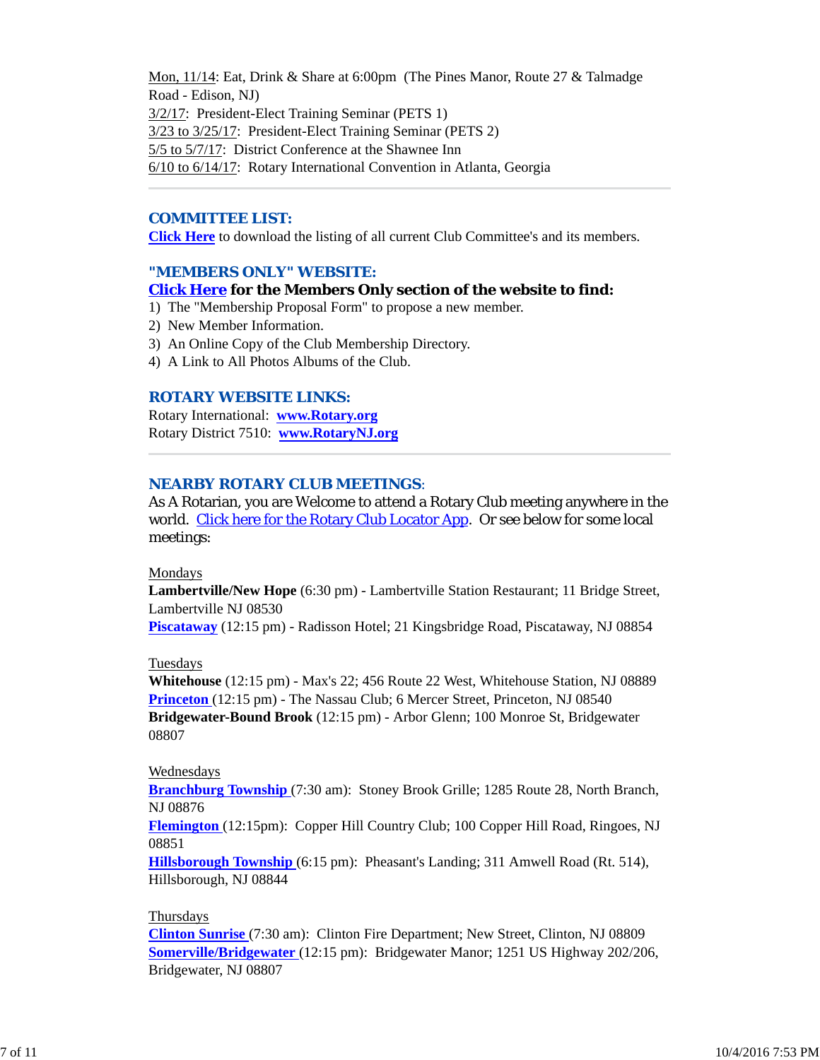Mon, 11/14: Eat, Drink & Share at 6:00pm (The Pines Manor, Route 27 & Talmadge Road - Edison, NJ)
3/2/17: President-Elect Training Seminar (PETS 1)
3/23 to 3/25/17: President-Elect Training Seminar (PETS 2)
5/5 to 5/7/17: District Conference at the Shawnee Inn
6/10 to 6/14/17: Rotary International Convention in Atlanta, Georgia

---

## COMMITTEE LIST:

**Click Here** to download the listing of all current Club Committee's and its members.

## "MEMBERS ONLY" WEBSITE:

**Click Here for the Members Only section of the website to find:**

1) The "Membership Proposal Form" to propose a new member.
2) New Member Information.
3) An Online Copy of the Club Membership Directory.
4) A Link to All Photos Albums of the Club.

## ROTARY WEBSITE LINKS:

Rotary International: **www.Rotary.org**
Rotary District 7510: **www.RotaryNJ.org**

---

## NEARBY ROTARY CLUB MEETINGS:

As A Rotarian, you are Welcome to attend a Rotary Club meeting anywhere in the world. Click here for the Rotary Club Locator App. Or see below for some local meetings:

Mondays
**Lambertville/New Hope** (6:30 pm) - Lambertville Station Restaurant; 11 Bridge Street, Lambertville NJ 08530
**Piscataway** (12:15 pm) - Radisson Hotel; 21 Kingsbridge Road, Piscataway, NJ 08854

Tuesdays
**Whitehouse** (12:15 pm) - Max's 22; 456 Route 22 West, Whitehouse Station, NJ 08889
**Princeton** (12:15 pm) - The Nassau Club; 6 Mercer Street, Princeton, NJ 08540
**Bridgewater-Bound Brook** (12:15 pm) - Arbor Glenn; 100 Monroe St, Bridgewater 08807

Wednesdays
**Branchburg Township** (7:30 am): Stoney Brook Grille; 1285 Route 28, North Branch, NJ 08876
**Flemington** (12:15pm): Copper Hill Country Club; 100 Copper Hill Road, Ringoes, NJ 08851
**Hillsborough Township** (6:15 pm): Pheasant's Landing; 311 Amwell Road (Rt. 514), Hillsborough, NJ 08844

Thursdays
**Clinton Sunrise** (7:30 am): Clinton Fire Department; New Street, Clinton, NJ 08809
**Somerville/Bridgewater** (12:15 pm): Bridgewater Manor; 1251 US Highway 202/206, Bridgewater, NJ 08807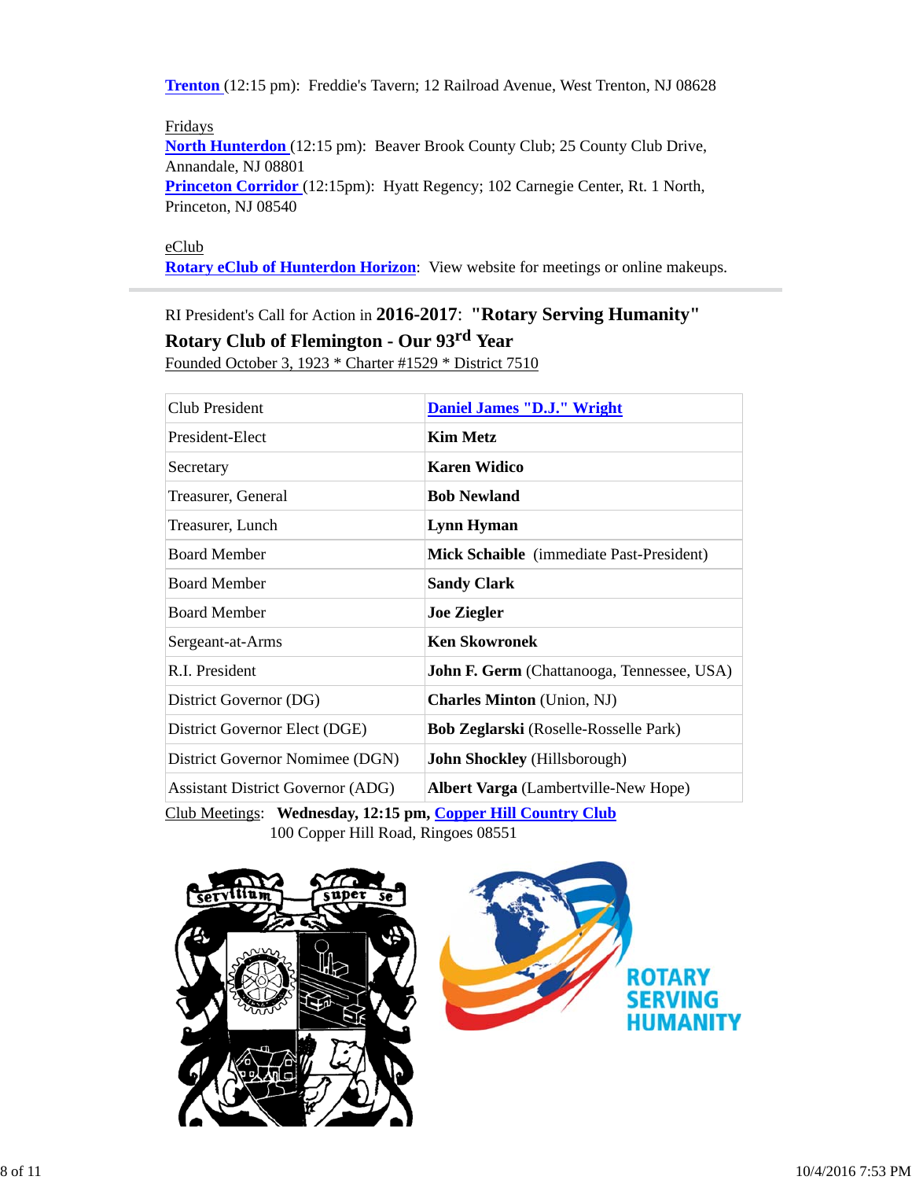**Trenton** (12:15 pm): Freddie's Tavern; 12 Railroad Avenue, West Trenton, NJ 08628

Fridays
**North Hunterdon** (12:15 pm): Beaver Brook County Club; 25 County Club Drive, Annandale, NJ 08801
**Princeton Corridor** (12:15pm): Hyatt Regency; 102 Carnegie Center, Rt. 1 North, Princeton, NJ 08540

eClub
**Rotary eClub of Hunterdon Horizon**: View website for meetings or online makeups.

---

RI President's Call for Action in **2016-2017**: **"Rotary Serving Humanity"**

**Rotary Club of Flemington - Our 93rd Year**

Founded October 3, 1923 * Charter #1529 * District 7510

| | |
|---|---|
| Club President | **Daniel James "D.J." Wright** |
| President-Elect | **Kim Metz** |
| Secretary | **Karen Widico** |
| Treasurer, General | **Bob Newland** |
| Treasurer, Lunch | **Lynn Hyman** |
| Board Member | **Mick Schaible** (immediate Past-President) |
| Board Member | **Sandy Clark** |
| Board Member | **Joe Ziegler** |
| Sergeant-at-Arms | **Ken Skowronek** |
| R.I. President | **John F. Germ** (Chattanooga, Tennessee, USA) |
| District Governor (DG) | **Charles Minton** (Union, NJ) |
| District Governor Elect (DGE) | **Bob Zeglarski** (Roselle-Rosselle Park) |
| District Governor Nomimee (DGN) | **John Shockley** (Hillsborough) |
| Assistant District Governor (ADG) | **Albert Varga** (Lambertville-New Hope) |

Club Meetings: **Wednesday, 12:15 pm, Copper Hill Country Club**
100 Copper Hill Road, Ringoes 08551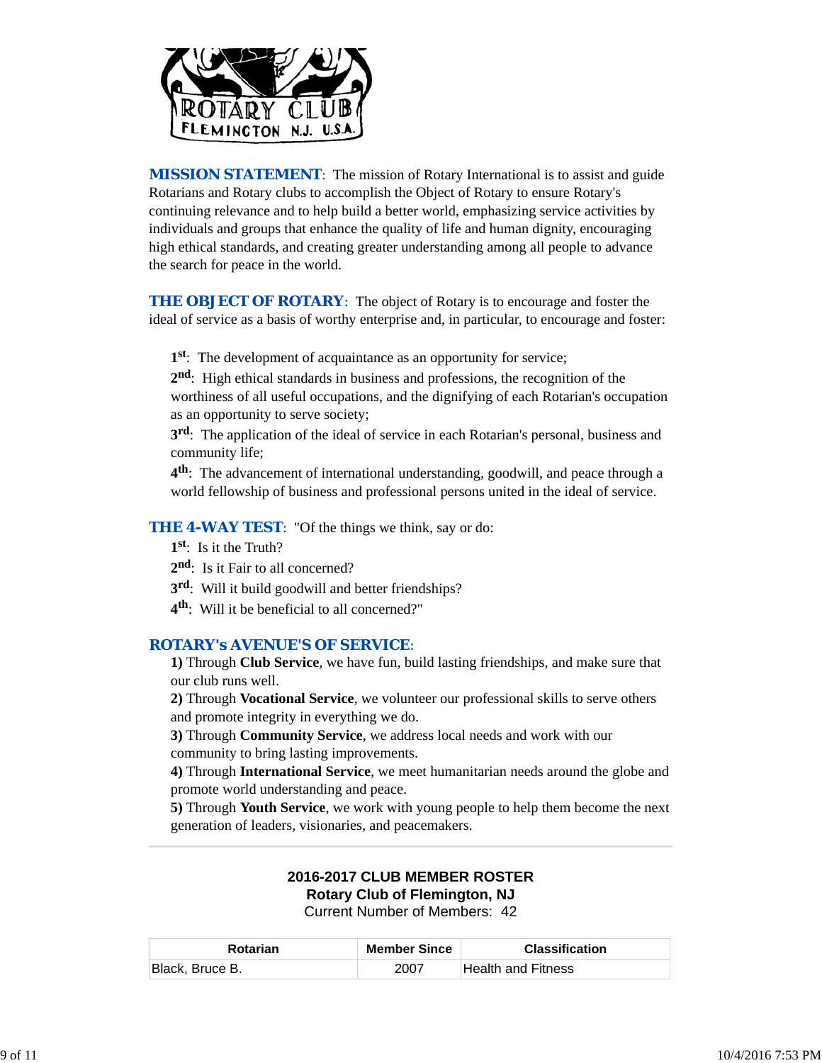**MISSION STATEMENT**: The mission of Rotary International is to assist and guide Rotarians and Rotary clubs to accomplish the Object of Rotary to ensure Rotary's continuing relevance and to help build a better world, emphasizing service activities by individuals and groups that enhance the quality of life and human dignity, encouraging high ethical standards, and creating greater understanding among all people to advance the search for peace in the world.

**THE OBJECT OF ROTARY**: The object of Rotary is to encourage and foster the ideal of service as a basis of worthy enterprise and, in particular, to encourage and foster:

**1st**: The development of acquaintance as an opportunity for service;
**2nd**: High ethical standards in business and professions, the recognition of the worthiness of all useful occupations, and the dignifying of each Rotarian's occupation as an opportunity to serve society;
**3rd**: The application of the ideal of service in each Rotarian's personal, business and community life;
**4th**: The advancement of international understanding, goodwill, and peace through a world fellowship of business and professional persons united in the ideal of service.

**THE 4-WAY TEST**: "Of the things we think, say or do:
**1st**: Is it the Truth?
**2nd**: Is it Fair to all concerned?
**3rd**: Will it build goodwill and better friendships?
**4th**: Will it be beneficial to all concerned?"

**ROTARY's AVENUE'S OF SERVICE**:
**1)** Through **Club Service**, we have fun, build lasting friendships, and make sure that our club runs well.
**2)** Through **Vocational Service**, we volunteer our professional skills to serve others and promote integrity in everything we do.
**3)** Through **Community Service**, we address local needs and work with our community to bring lasting improvements.
**4)** Through **International Service**, we meet humanitarian needs around the globe and promote world understanding and peace.
**5)** Through **Youth Service**, we work with young people to help them become the next generation of leaders, visionaries, and peacemakers.

---

**2016-2017 CLUB MEMBER ROSTER**
**Rotary Club of Flemington, NJ**
Current Number of Members: 42

| Rotarian | Member Since | Classification |
|---|---|---|
| Black, Bruce B. | 2007 | Health and Fitness |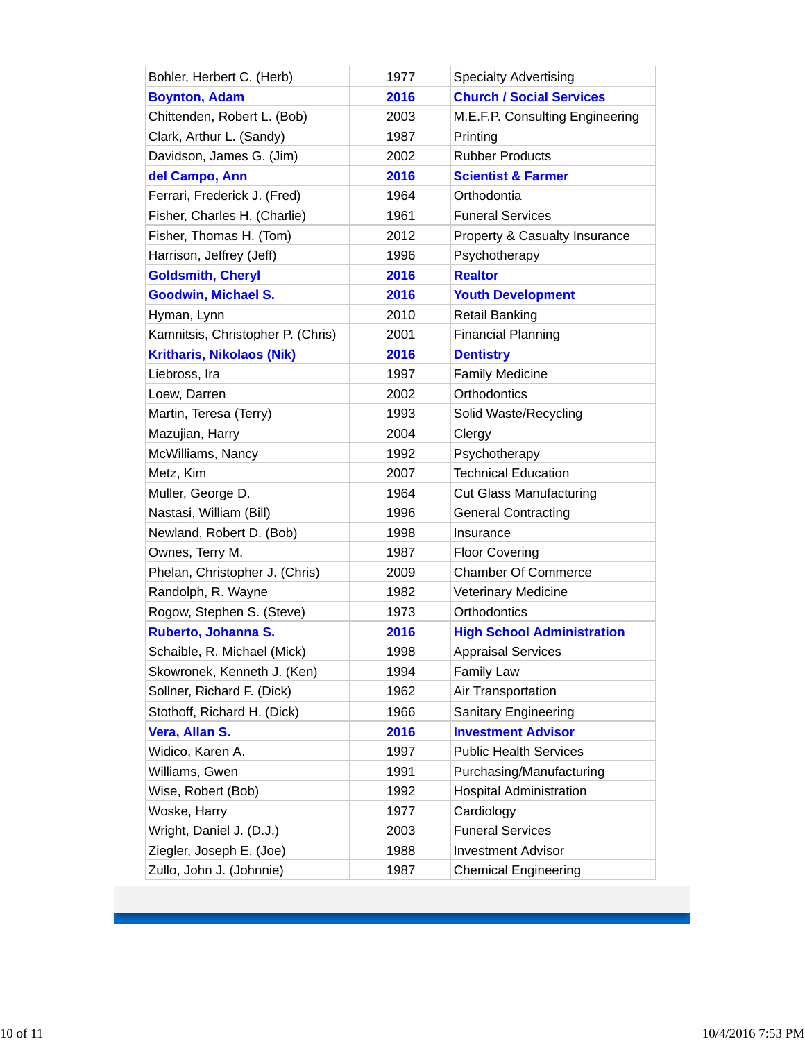| | | |
|---|---|---|
| Bohler, Herbert C. (Herb) | 1977 | Specialty Advertising |
| **Boynton, Adam** | **2016** | **Church / Social Services** |
| Chittenden, Robert L. (Bob) | 2003 | M.E.F.P. Consulting Engineering |
| Clark, Arthur L. (Sandy) | 1987 | Printing |
| Davidson, James G. (Jim) | 2002 | Rubber Products |
| **del Campo, Ann** | **2016** | **Scientist & Farmer** |
| Ferrari, Frederick J. (Fred) | 1964 | Orthodontia |
| Fisher, Charles H. (Charlie) | 1961 | Funeral Services |
| Fisher, Thomas H. (Tom) | 2012 | Property & Casualty Insurance |
| Harrison, Jeffrey (Jeff) | 1996 | Psychotherapy |
| **Goldsmith, Cheryl** | **2016** | **Realtor** |
| **Goodwin, Michael S.** | **2016** | **Youth Development** |
| Hyman, Lynn | 2010 | Retail Banking |
| Kamnitsis, Christopher P. (Chris) | 2001 | Financial Planning |
| **Kritharis, Nikolaos (Nik)** | **2016** | **Dentistry** |
| Liebross, Ira | 1997 | Family Medicine |
| Loew, Darren | 2002 | Orthodontics |
| Martin, Teresa (Terry) | 1993 | Solid Waste/Recycling |
| Mazujian, Harry | 2004 | Clergy |
| McWilliams, Nancy | 1992 | Psychotherapy |
| Metz, Kim | 2007 | Technical Education |
| Muller, George D. | 1964 | Cut Glass Manufacturing |
| Nastasi, William (Bill) | 1996 | General Contracting |
| Newland, Robert D. (Bob) | 1998 | Insurance |
| Ownes, Terry M. | 1987 | Floor Covering |
| Phelan, Christopher J. (Chris) | 2009 | Chamber Of Commerce |
| Randolph, R. Wayne | 1982 | Veterinary Medicine |
| Rogow, Stephen S. (Steve) | 1973 | Orthodontics |
| **Ruberto, Johanna S.** | **2016** | **High School Administration** |
| Schaible, R. Michael (Mick) | 1998 | Appraisal Services |
| Skowronek, Kenneth J. (Ken) | 1994 | Family Law |
| Sollner, Richard F. (Dick) | 1962 | Air Transportation |
| Stothoff, Richard H. (Dick) | 1966 | Sanitary Engineering |
| **Vera, Allan S.** | **2016** | **Investment Advisor** |
| Widico, Karen A. | 1997 | Public Health Services |
| Williams, Gwen | 1991 | Purchasing/Manufacturing |
| Wise, Robert (Bob) | 1992 | Hospital Administration |
| Woske, Harry | 1977 | Cardiology |
| Wright, Daniel J. (D.J.) | 2003 | Funeral Services |
| Ziegler, Joseph E. (Joe) | 1988 | Investment Advisor |
| Zullo, John J. (Johnnie) | 1987 | Chemical Engineering |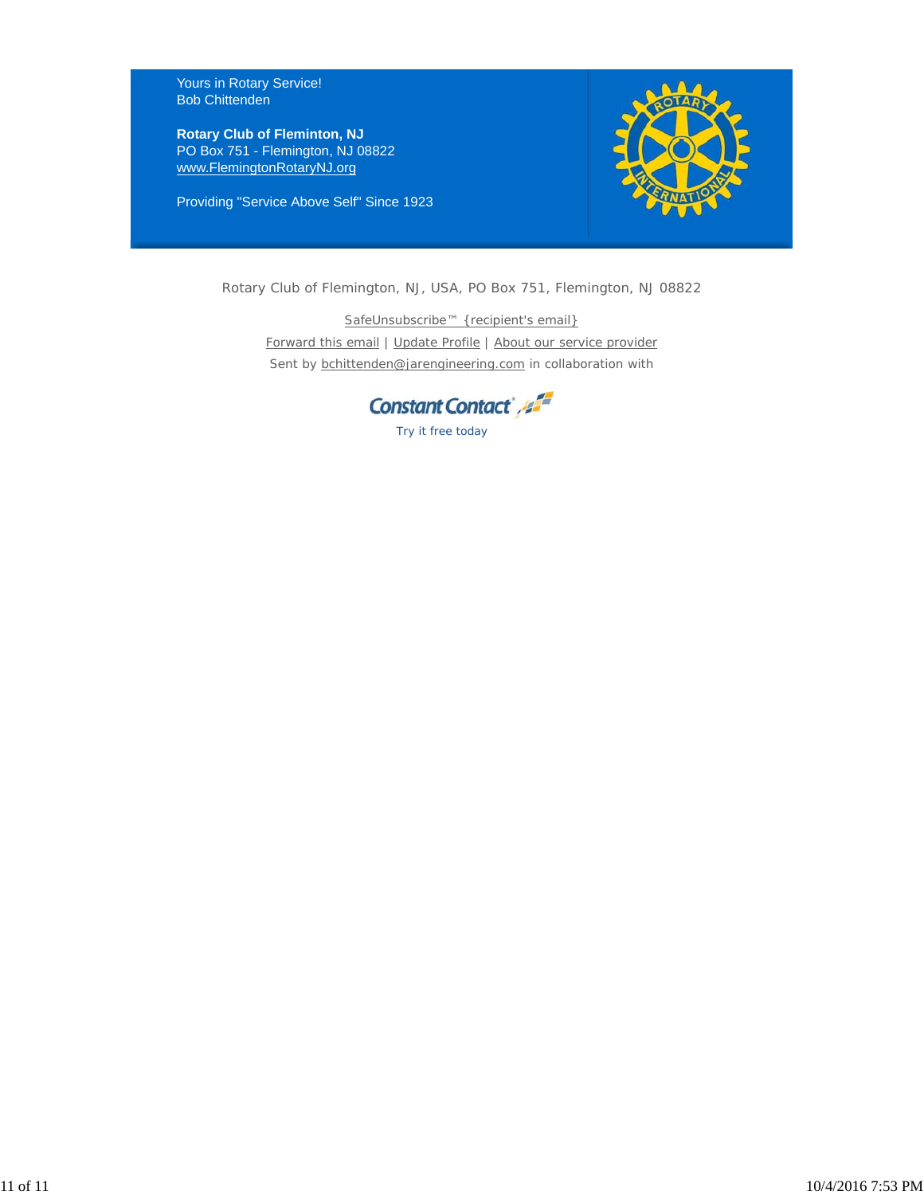Yours in Rotary Service!
Bob Chittenden

**Rotary Club of Fleminton, NJ**
PO Box 751 - Flemington, NJ 08822
www.FlemingtonRotaryNJ.org

Providing "Service Above Self" Since 1923

Rotary Club of Flemington, NJ, USA, PO Box 751, Flemington, NJ 08822

SafeUnsubscribe™ {recipient's email}

Forward this email | Update Profile | About our service provider

Sent by bchittenden@jarengineering.com in collaboration with

Constant Contact

Try it free today